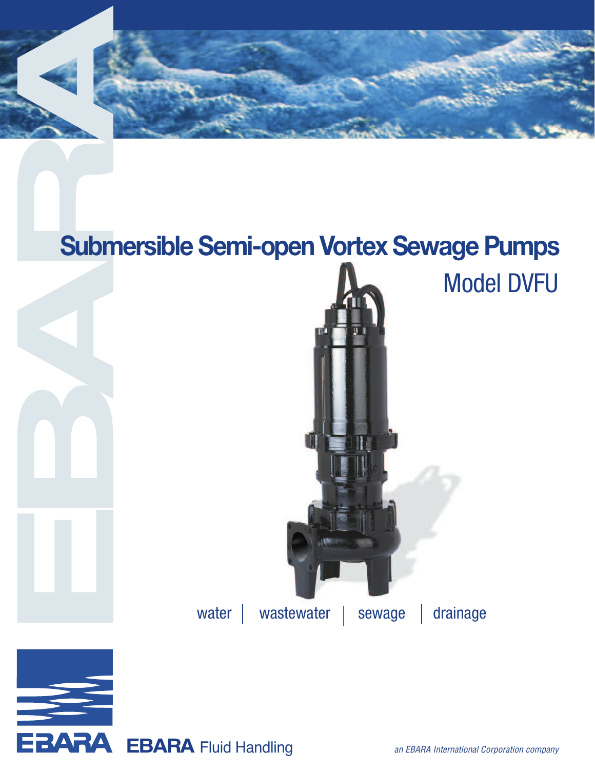# Submersible Semi-open Vortex Sewage Pumps

## Model DVFU

water | wastewater | sewage | drainage

**EBARA** Fluid Handling

*an EBARA International Corporation company*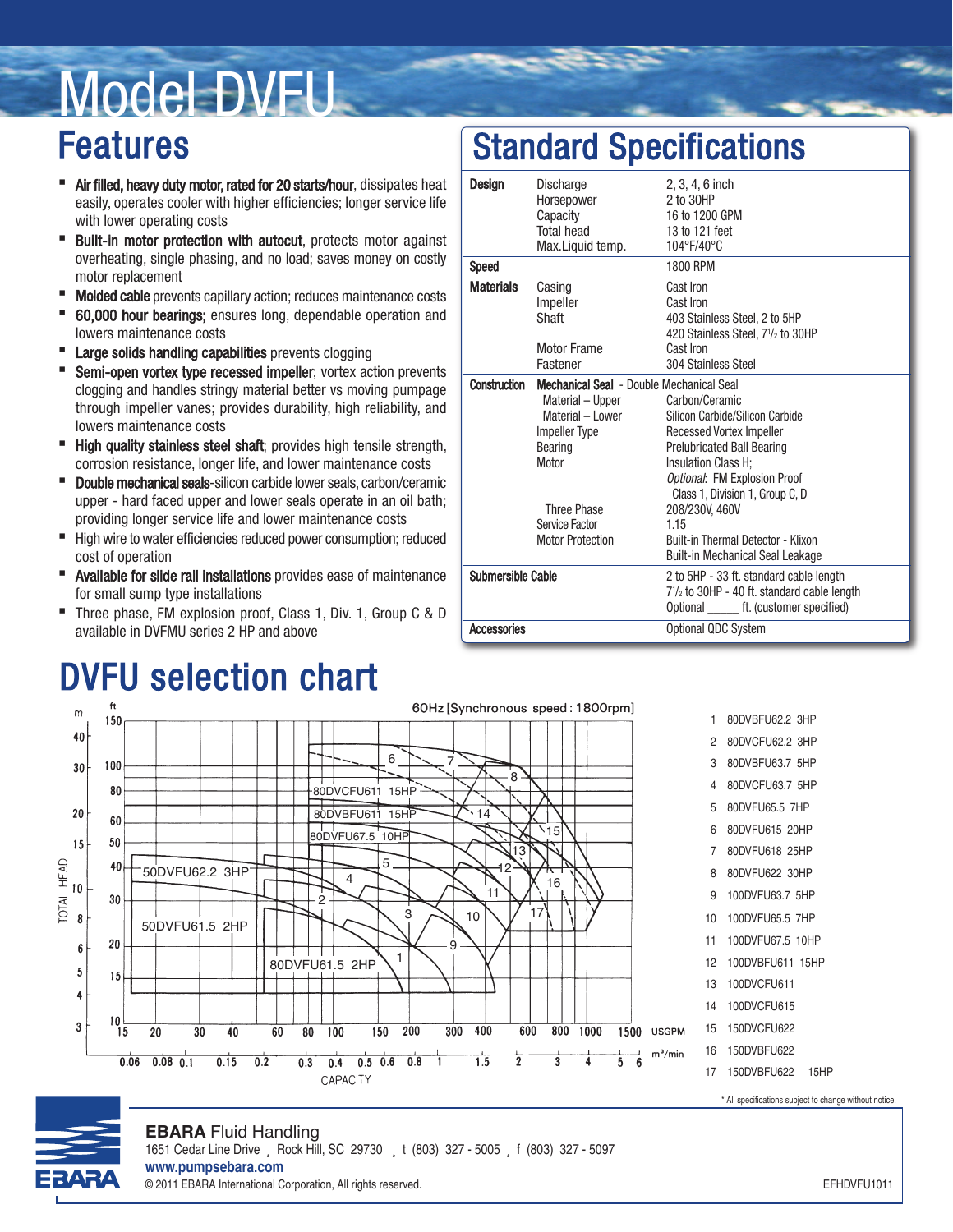# Model DVFU

## Features

- **Air filled, heavy duty motor, rated for 20 starts/hour**, dissipates heat easily, operates cooler with higher efficiencies; longer service life with lower operating costs
- **Built-in motor protection with autocut**, protects motor against overheating, single phasing, and no load; saves money on costly motor replacement
- **Molded cable** prevents capillary action; reduces maintenance costs
- **60,000 hour bearings;** ensures long, dependable operation and lowers maintenance costs
- **Large solids handling capabilities** prevents clogging
- **Semi-open vortex type recessed impeller**; vortex action prevents clogging and handles stringy material better vs moving pumpage through impeller vanes; provides durability, high reliability, and lowers maintenance costs
- **High quality stainless steel shaft**; provides high tensile strength, corrosion resistance, longer life, and lower maintenance costs
- **Double mechanical seals**-silicon carbide lower seals, carbon/ceramic upper - hard faced upper and lower seals operate in an oil bath; providing longer service life and lower maintenance costs
- High wire to water efficiencies reduced power consumption; reduced cost of operation
- **Available for slide rail installations** provides ease of maintenance for small sump type installations
- Three phase, FM explosion proof, Class 1, Div. 1, Group C & D available in DVFMU series 2 HP and above

## Standard Specifications

| | | |
|---|---|---|
| **Design** | Discharge | 2, 3, 4, 6 inch |
| | Horsepower | 2 to 30HP |
| | Capacity | 16 to 1200 GPM |
| | Total head | 13 to 121 feet |
| | Max.Liquid temp. | 104°F/40°C |
| **Speed** | | 1800 RPM |
| **Materials** | Casing | Cast Iron |
| | Impeller | Cast Iron |
| | Shaft | 403 Stainless Steel, 2 to 5HP |
| | | 420 Stainless Steel, 7½ to 30HP |
| | Motor Frame | Cast Iron |
| | Fastener | 304 Stainless Steel |
| **Construction** | **Mechanical Seal** - Double Mechanical Seal | |
| | Material – Upper | Carbon/Ceramic |
| | Material – Lower | Silicon Carbide/Silicon Carbide |
| | Impeller Type | Recessed Vortex Impeller |
| | Bearing | Prelubricated Ball Bearing |
| | Motor | Insulation Class H; *Optional*: FM Explosion Proof Class 1, Division 1, Group C, D |
| | Three Phase | 208/230V, 460V |
| | Service Factor | 1.15 |
| | Motor Protection | Built-in Thermal Detector - Klixon; Built-in Mechanical Seal Leakage |
| **Submersible Cable** | | 2 to 5HP - 33 ft. standard cable length; 7½ to 30HP - 40 ft. standard cable length; Optional _____ ft. (customer specified) |
| **Accessories** | | Optional QDC System |

## DVFU selection chart

60Hz [Synchronous speed : 1800rpm]

TOTAL HEAD (m: 3, 4, 5, 6, 8, 10, 15, 20, 30, 40; ft: 10, 15, 20, 30, 40, 50, 60, 80, 100, 150)

CAPACITY (USGPM: 15, 20, 30, 40, 60, 80, 100, 150, 200, 300, 400, 600, 800, 1000, 1500; m³/min: 0.06, 0.08, 0.1, 0.15, 0.2, 0.3, 0.4, 0.5, 0.6, 0.8, 1, 1.5, 2, 3, 4, 5, 6)

50DVFU62.2 3HP
50DVFU61.5 2HP
80DVFU61.5 2HP
80DVCFU611 15HP
80DVBFU611 15HP
80DVFU67.5 10HP

1 80DVBFU62.2 3HP
2 80DVCFU62.2 3HP
3 80DVBFU63.7 5HP
4 80DVCFU63.7 5HP
5 80DVFU65.5 7HP
6 80DVFU615 20HP
7 80DVFU618 25HP
8 80DVFU622 30HP
9 100DVFU63.7 5HP
10 100DVFU65.5 7HP
11 100DVFU67.5 10HP
12 100DVBFU611 15HP
13 100DVCFU611
14 100DVCFU615
15 150DVCFU622
16 150DVBFU622
17 150DVBFU622 15HP

\* All specifications subject to change without notice.

**EBARA** Fluid Handling
1651 Cedar Line Drive ¸ Rock Hill, SC 29730 ¸ t (803) 327 - 5005 ¸ f (803) 327 - 5097
**www.pumpsebara.com**
© 2011 EBARA International Corporation, All rights reserved.

EFHDVFU1011